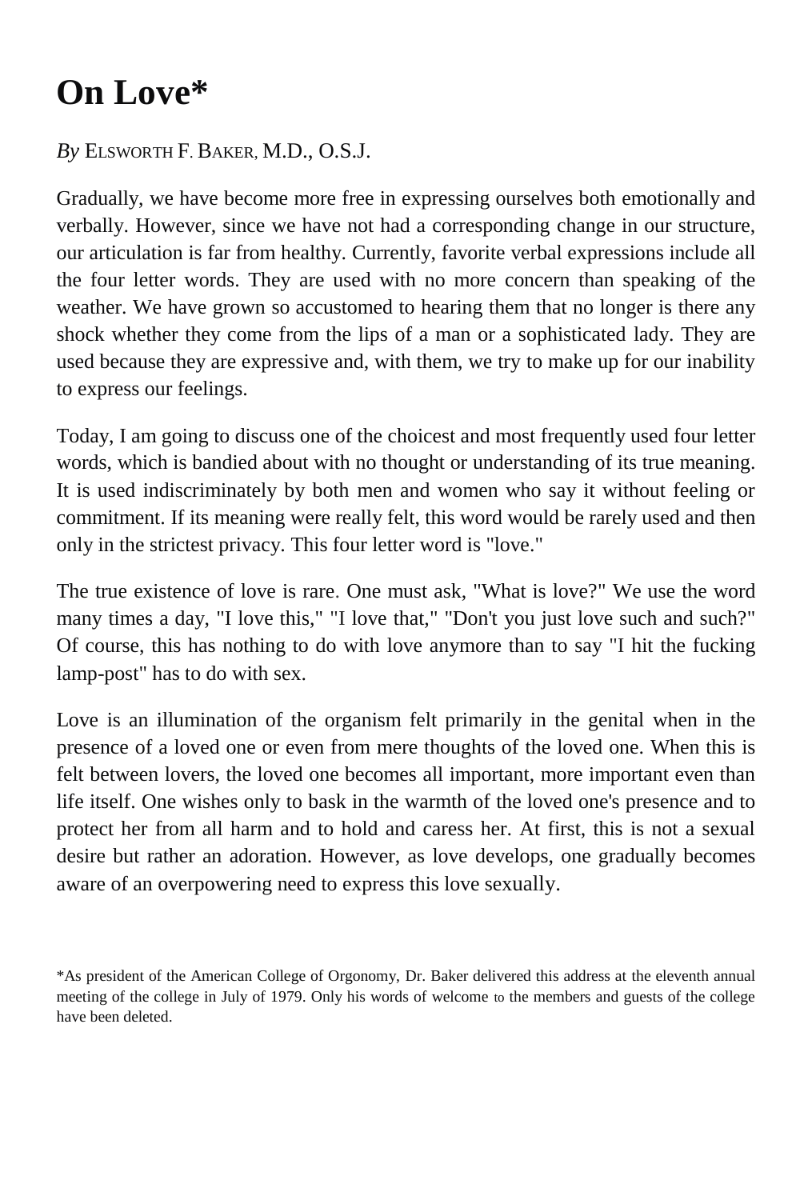# On Love*

*By* ELSWORTH F. BAKER, M.D., O.S.J.

Gradually, we have become more free in expressing ourselves both emotionally and verbally. However, since we have not had a corresponding change in our structure, our articulation is far from healthy. Currently, favorite verbal expressions include all the four letter words. They are used with no more concern than speaking of the weather. We have grown so accustomed to hearing them that no longer is there any shock whether they come from the lips of a man or a sophisticated lady. They are used because they are expressive and, with them, we try to make up for our inability to express our feelings.

Today, I am going to discuss one of the choicest and most frequently used four letter words, which is bandied about with no thought or understanding of its true meaning. It is used indiscriminately by both men and women who say it without feeling or commitment. If its meaning were really felt, this word would be rarely used and then only in the strictest privacy. This four letter word is "love."

The true existence of love is rare. One must ask, "What is love?" We use the word many times a day, "I love this," "I love that," "Don't you just love such and such?" Of course, this has nothing to do with love anymore than to say "I hit the fucking lamp-post" has to do with sex.

Love is an illumination of the organism felt primarily in the genital when in the presence of a loved one or even from mere thoughts of the loved one. When this is felt between lovers, the loved one becomes all important, more important even than life itself. One wishes only to bask in the warmth of the loved one's presence and to protect her from all harm and to hold and caress her. At first, this is not a sexual desire but rather an adoration. However, as love develops, one gradually becomes aware of an overpowering need to express this love sexually.

*As president of the American College of Orgonomy, Dr. Baker delivered this address at the eleventh annual meeting of the college in July of 1979. Only his words of welcome to the members and guests of the college have been deleted.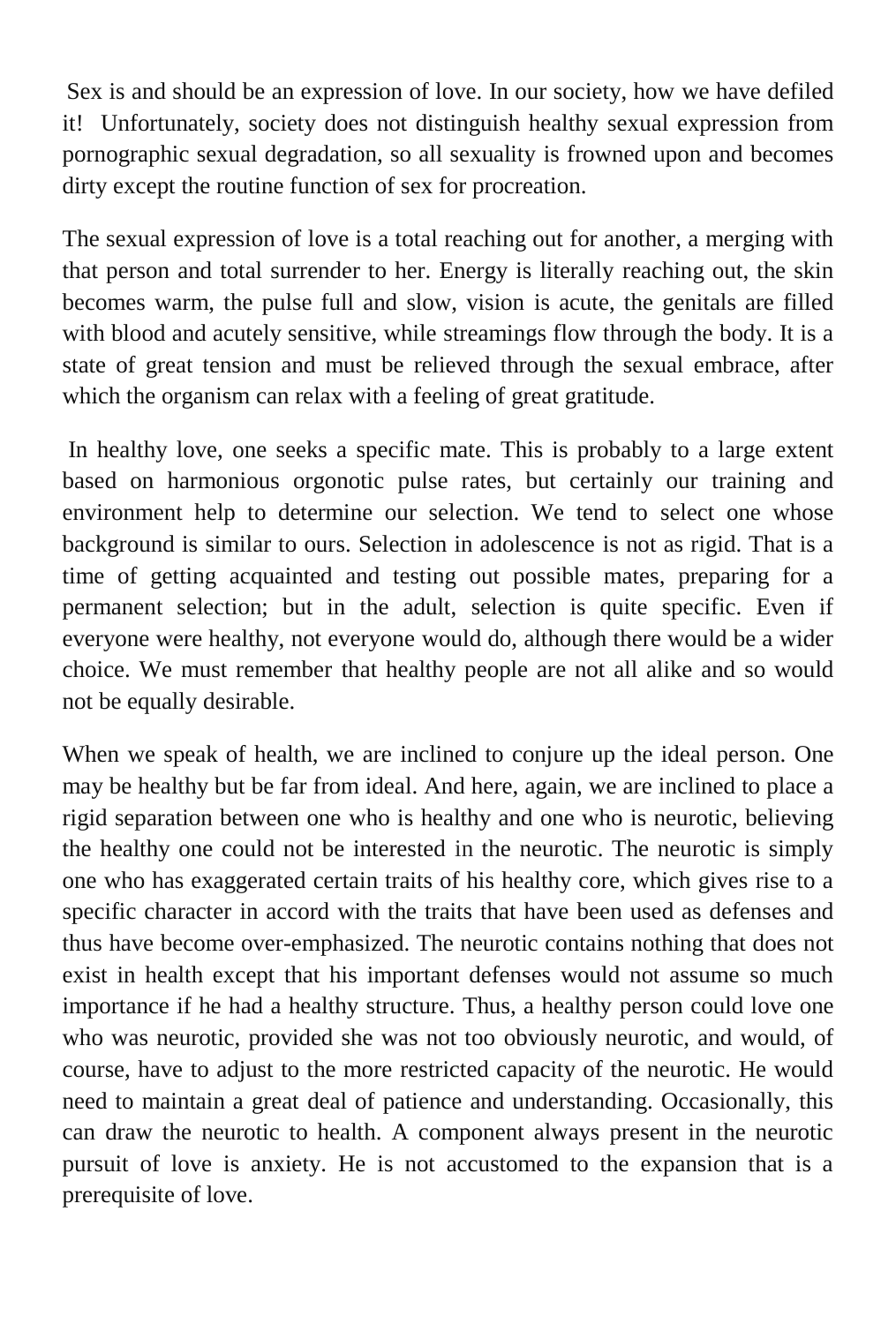Sex is and should be an expression of love. In our society, how we have defiled it! Unfortunately, society does not distinguish healthy sexual expression from pornographic sexual degradation, so all sexuality is frowned upon and becomes dirty except the routine function of sex for procreation.

The sexual expression of love is a total reaching out for another, a merging with that person and total surrender to her. Energy is literally reaching out, the skin becomes warm, the pulse full and slow, vision is acute, the genitals are filled with blood and acutely sensitive, while streamings flow through the body. It is a state of great tension and must be relieved through the sexual embrace, after which the organism can relax with a feeling of great gratitude.

In healthy love, one seeks a specific mate. This is probably to a large extent based on harmonious orgonotic pulse rates, but certainly our training and environment help to determine our selection. We tend to select one whose background is similar to ours. Selection in adolescence is not as rigid. That is a time of getting acquainted and testing out possible mates, preparing for a permanent selection; but in the adult, selection is quite specific. Even if everyone were healthy, not everyone would do, although there would be a wider choice. We must remember that healthy people are not all alike and so would not be equally desirable.

When we speak of health, we are inclined to conjure up the ideal person. One may be healthy but be far from ideal. And here, again, we are inclined to place a rigid separation between one who is healthy and one who is neurotic, believing the healthy one could not be interested in the neurotic. The neurotic is simply one who has exaggerated certain traits of his healthy core, which gives rise to a specific character in accord with the traits that have been used as defenses and thus have become over-emphasized. The neurotic contains nothing that does not exist in health except that his important defenses would not assume so much importance if he had a healthy structure. Thus, a healthy person could love one who was neurotic, provided she was not too obviously neurotic, and would, of course, have to adjust to the more restricted capacity of the neurotic. He would need to maintain a great deal of patience and understanding. Occasionally, this can draw the neurotic to health. A component always present in the neurotic pursuit of love is anxiety. He is not accustomed to the expansion that is a prerequisite of love.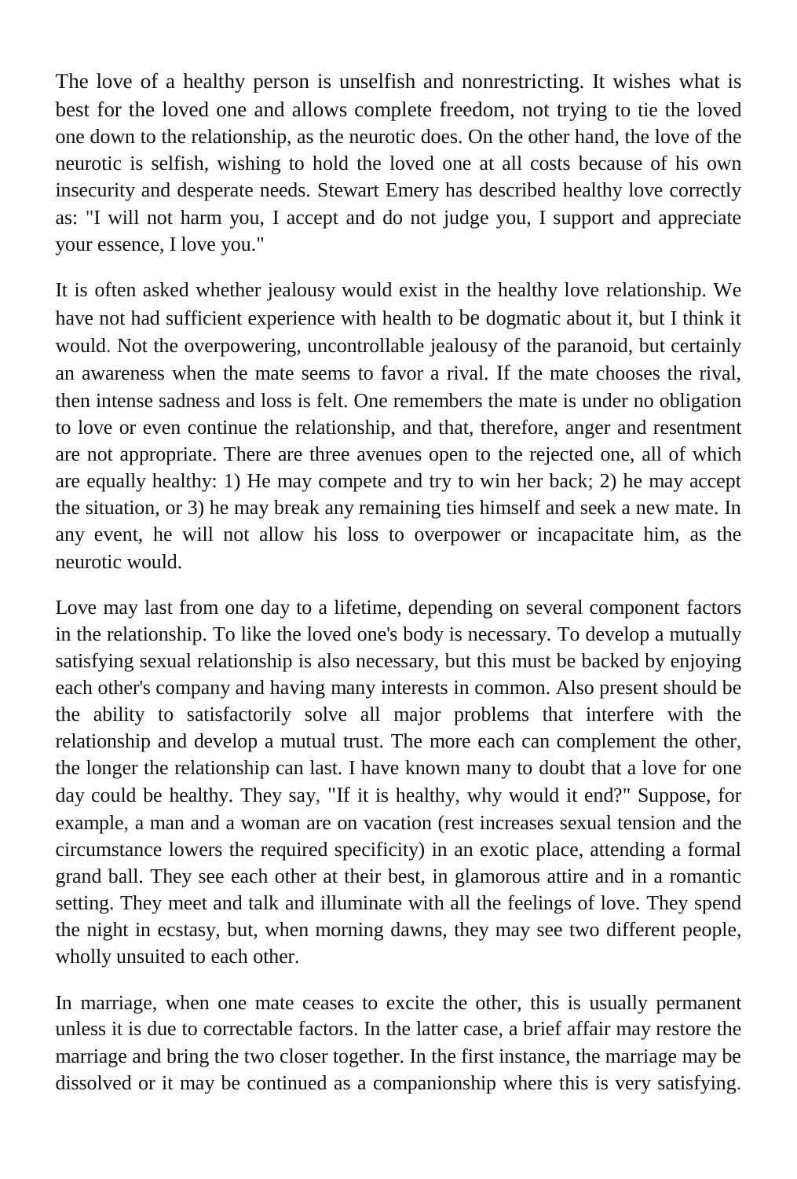The love of a healthy person is unselfish and nonrestricting. It wishes what is best for the loved one and allows complete freedom, not trying to tie the loved one down to the relationship, as the neurotic does. On the other hand, the love of the neurotic is selfish, wishing to hold the loved one at all costs because of his own insecurity and desperate needs. Stewart Emery has described healthy love correctly as: "I will not harm you, I accept and do not judge you, I support and appreciate your essence, I love you."

It is often asked whether jealousy would exist in the healthy love relationship. We have not had sufficient experience with health to be dogmatic about it, but I think it would. Not the overpowering, uncontrollable jealousy of the paranoid, but certainly an awareness when the mate seems to favor a rival. If the mate chooses the rival, then intense sadness and loss is felt. One remembers the mate is under no obligation to love or even continue the relationship, and that, therefore, anger and resentment are not appropriate. There are three avenues open to the rejected one, all of which are equally healthy: 1) He may compete and try to win her back; 2) he may accept the situation, or 3) he may break any remaining ties himself and seek a new mate. In any event, he will not allow his loss to overpower or incapacitate him, as the neurotic would.

Love may last from one day to a lifetime, depending on several component factors in the relationship. To like the loved one's body is necessary. To develop a mutually satisfying sexual relationship is also necessary, but this must be backed by enjoying each other's company and having many interests in common. Also present should be the ability to satisfactorily solve all major problems that interfere with the relationship and develop a mutual trust. The more each can complement the other, the longer the relationship can last. I have known many to doubt that a love for one day could be healthy. They say, "If it is healthy, why would it end?" Suppose, for example, a man and a woman are on vacation (rest increases sexual tension and the circumstance lowers the required specificity) in an exotic place, attending a formal grand ball. They see each other at their best, in glamorous attire and in a romantic setting. They meet and talk and illuminate with all the feelings of love. They spend the night in ecstasy, but, when morning dawns, they may see two different people, wholly unsuited to each other.

In marriage, when one mate ceases to excite the other, this is usually permanent unless it is due to correctable factors. In the latter case, a brief affair may restore the marriage and bring the two closer together. In the first instance, the marriage may be dissolved or it may be continued as a companionship where this is very satisfying.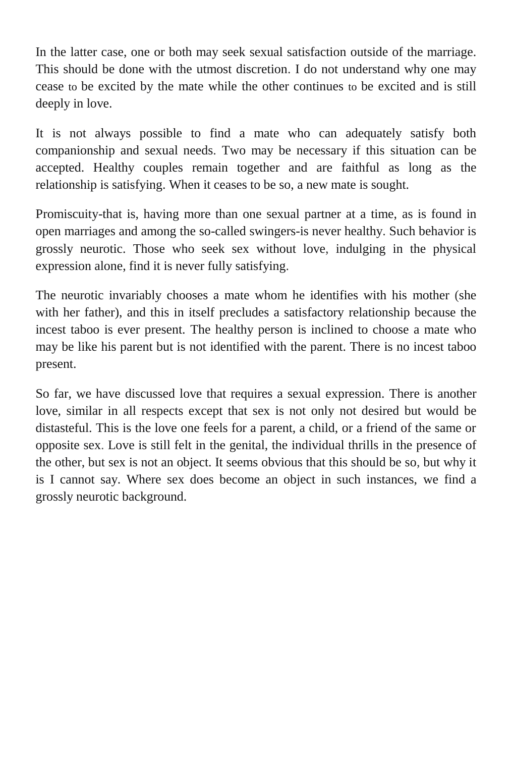In the latter case, one or both may seek sexual satisfaction outside of the marriage. This should be done with the utmost discretion. I do not understand why one may cease to be excited by the mate while the other continues to be excited and is still deeply in love.

It is not always possible to find a mate who can adequately satisfy both companionship and sexual needs. Two may be necessary if this situation can be accepted. Healthy couples remain together and are faithful as long as the relationship is satisfying. When it ceases to be so, a new mate is sought.

Promiscuity-that is, having more than one sexual partner at a time, as is found in open marriages and among the so-called swingers-is never healthy. Such behavior is grossly neurotic. Those who seek sex without love, indulging in the physical expression alone, find it is never fully satisfying.

The neurotic invariably chooses a mate whom he identifies with his mother (she with her father), and this in itself precludes a satisfactory relationship because the incest taboo is ever present. The healthy person is inclined to choose a mate who may be like his parent but is not identified with the parent. There is no incest taboo present.

So far, we have discussed love that requires a sexual expression. There is another love, similar in all respects except that sex is not only not desired but would be distasteful. This is the love one feels for a parent, a child, or a friend of the same or opposite sex. Love is still felt in the genital, the individual thrills in the presence of the other, but sex is not an object. It seems obvious that this should be so, but why it is I cannot say. Where sex does become an object in such instances, we find a grossly neurotic background.